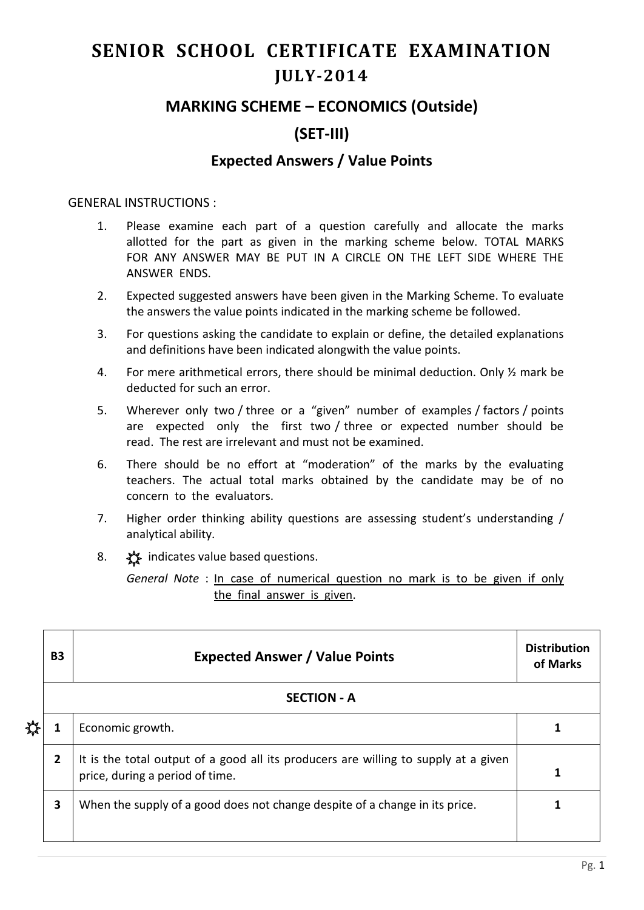# SENIOR SCHOOL CERTIFICATE EXAMINATION

## JULY-2014

### MARKING SCHEME – ECONOMICS (Outside)

### (SET-III)

### Expected Answers / Value Points

GENERAL INSTRUCTIONS :

1. Please examine each part of a question carefully and allocate the marks allotted for the part as given in the marking scheme below. TOTAL MARKS FOR ANY ANSWER MAY BE PUT IN A CIRCLE ON THE LEFT SIDE WHERE THE ANSWER ENDS.
2. Expected suggested answers have been given in the Marking Scheme. To evaluate the answers the value points indicated in the marking scheme be followed.
3. For questions asking the candidate to explain or define, the detailed explanations and definitions have been indicated alongwith the value points.
4. For mere arithmetical errors, there should be minimal deduction. Only ½ mark be deducted for such an error.
5. Wherever only two / three or a "given" number of examples / factors / points are expected only the first two / three or expected number should be read. The rest are irrelevant and must not be examined.
6. There should be no effort at "moderation" of the marks by the evaluating teachers. The actual total marks obtained by the candidate may be of no concern to the evaluators.
7. Higher order thinking ability questions are assessing student's understanding / analytical ability.
8. ☼ indicates value based questions.

*General Note* : In case of numerical question no mark is to be given if only the final answer is given.

| B3 | Expected Answer / Value Points | Distribution of Marks |
|---|---|---|
| | **SECTION - A** | |
| ☼ 1 | Economic growth. | **1** |
| 2 | It is the total output of a good all its producers are willing to supply at a given price, during a period of time. | **1** |
| 3 | When the supply of a good does not change despite of a change in its price. | **1** |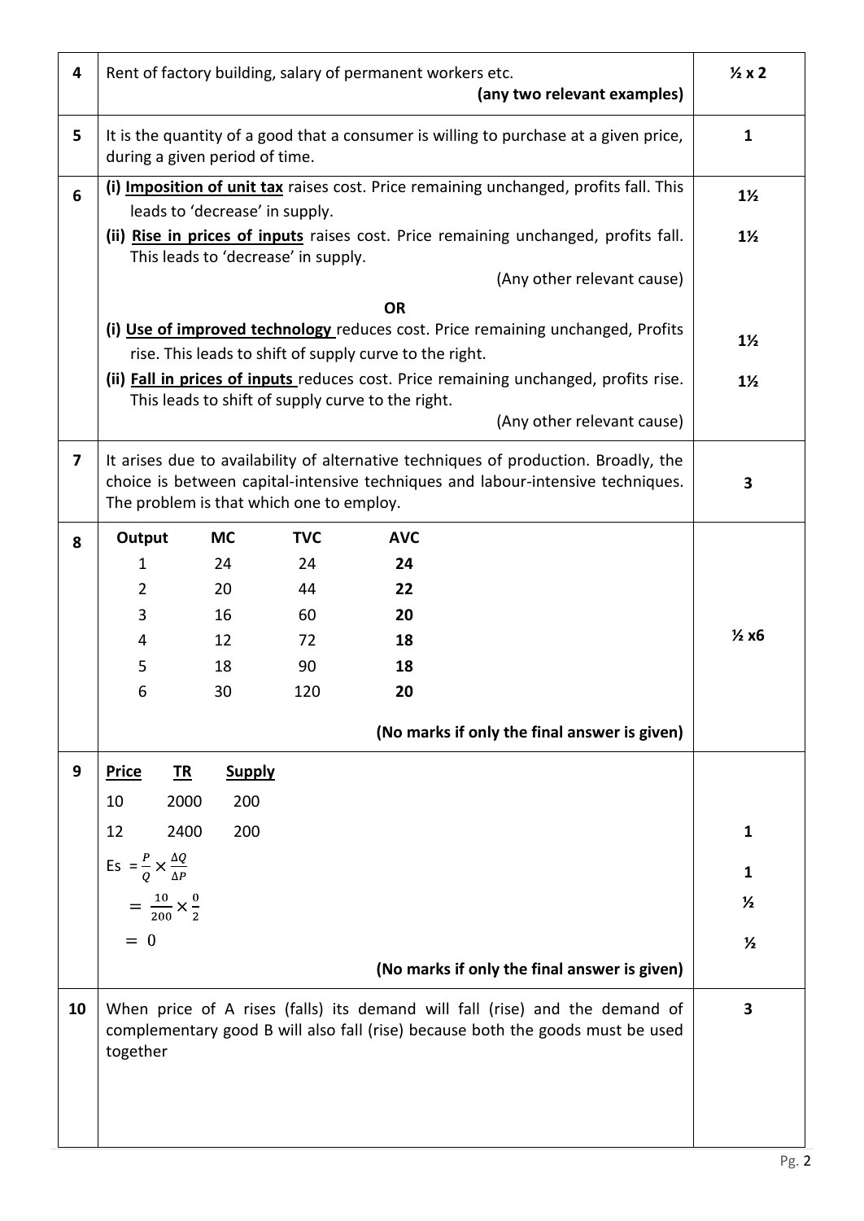| | | |
|---|---|---|
| 4 | Rent of factory building, salary of permanent workers etc. **(any two relevant examples)** | **½ x 2** |
| 5 | It is the quantity of a good that a consumer is willing to purchase at a given price, during a given period of time. | **1** |
| 6 | (i) **Imposition of unit tax** raises cost. Price remaining unchanged, profits fall. This leads to 'decrease' in supply.<br>(ii) **Rise in prices of inputs** raises cost. Price remaining unchanged, profits fall. This leads to 'decrease' in supply.<br>(Any other relevant cause)<br>**OR**<br>(i) **Use of improved technology** reduces cost. Price remaining unchanged, Profits rise. This leads to shift of supply curve to the right.<br>(ii) **Fall in prices of inputs** reduces cost. Price remaining unchanged, profits rise. This leads to shift of supply curve to the right.<br>(Any other relevant cause) | **1½**<br>**1½**<br><br><br>**1½**<br>**1½** |
| 7 | It arises due to availability of alternative techniques of production. Broadly, the choice is between capital-intensive techniques and labour-intensive techniques. The problem is that which one to employ. | **3** |
| 8 | See table below.<br>**(No marks if only the final answer is given)** | **½ x6** |
| 9 | See working below.<br>**(No marks if only the final answer is given)** | **1**<br>**1**<br>**½**<br>**½** |
| 10 | When price of A rises (falls) its demand will fall (rise) and the demand of complementary good B will also fall (rise) because both the goods must be used together | **3** |

**Question 8:**

| Output | MC | TVC | AVC |
|---|---|---|---|
| 1 | 24 | 24 | **24** |
| 2 | 20 | 44 | **22** |
| 3 | 16 | 60 | **20** |
| 4 | 12 | 72 | **18** |
| 5 | 18 | 90 | **18** |
| 6 | 30 | 120 | **20** |

**(No marks if only the final answer is given)**

**Question 9:**

| **Price** | **TR** | **Supply** |
|---|---|---|
| 10 | 2000 | 200 |
| 12 | 2400 | 200 |

$Es = \frac{P}{Q} \times \frac{\Delta Q}{\Delta P}$

$= \frac{10}{200} \times \frac{0}{2}$

$= 0$

**(No marks if only the final answer is given)**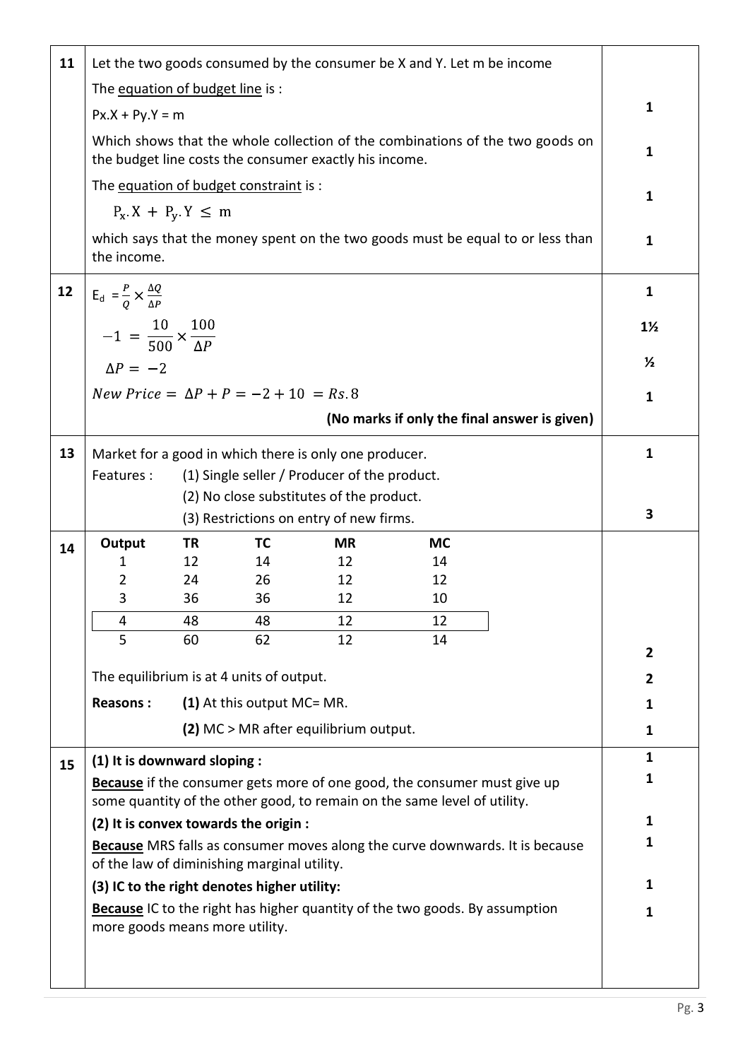| Q. No. | Answer | Marks |
|---|---|---|
| 11 | Let the two goods consumed by the consumer be X and Y. Let m be income<br>The <u>equation of budget line</u> is :<br>$P_x.X + P_y.Y = m$<br>Which shows that the whole collection of the combinations of the two goods on the budget line costs the consumer exactly his income.<br>The <u>equation of budget constraint</u> is :<br>$P_x.X + P_y.Y \leq m$<br>which says that the money spent on the two goods must be equal to or less than the income. | 1<br>1<br>1<br>1 |
| 12 | $E_d = \frac{P}{Q} \times \frac{\Delta Q}{\Delta P}$<br>$-1 = \frac{10}{500} \times \frac{100}{\Delta P}$<br>$\Delta P = -2$<br>$New\ Price = \Delta P + P = -2 + 10 = Rs. 8$<br>**(No marks if only the final answer is given)** | 1<br>1½<br>½<br>1 |
| 13 | Market for a good in which there is only one producer.<br>Features : (1) Single seller / Producer of the product.<br>(2) No close substitutes of the product.<br>(3) Restrictions on entry of new firms. | 1<br><br>3 |
| 14 | See table below.<br>The equilibrium is at 4 units of output.<br>**Reasons :** **(1)** At this output MC= MR.<br>**(2)** MC > MR after equilibrium output. | 2<br>2<br>1<br>1 |
| 15 | **(1) It is downward sloping :**<br><u>**Because**</u> if the consumer gets more of one good, the consumer must give up some quantity of the other good, to remain on the same level of utility.<br>**(2) It is convex towards the origin :**<br><u>**Because**</u> MRS falls as consumer moves along the curve downwards. It is because of the law of diminishing marginal utility.<br>**(3) IC to the right denotes higher utility:**<br><u>**Because**</u> IC to the right has higher quantity of the two goods. By assumption more goods means more utility. | 1<br>1<br>1<br>1<br>1<br>1 |

Table for Q.14:

| Output | TR | TC | MR | MC |
|---|---|---|---|---|
| 1 | 12 | 14 | 12 | 14 |
| 2 | 24 | 26 | 12 | 12 |
| 3 | 36 | 36 | 12 | 10 |
| 4 | 48 | 48 | 12 | 12 |
| 5 | 60 | 62 | 12 | 14 |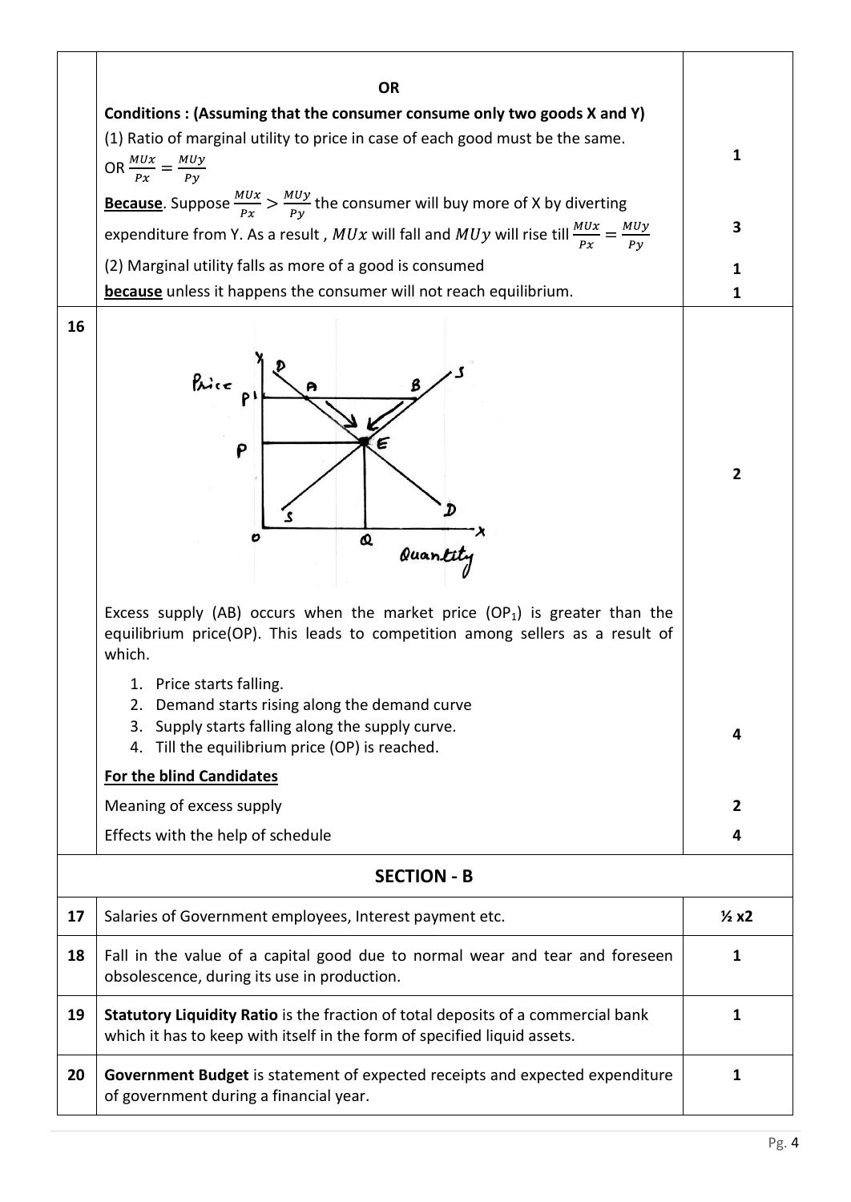| | | |
|---|---|---|
| | **OR**<br>**Conditions : (Assuming that the consumer consume only two goods X and Y)**<br>(1) Ratio of marginal utility to price in case of each good must be the same.<br>OR $\frac{MUx}{Px} = \frac{MUy}{Py}$ | 1 |
| | **Because**. Suppose $\frac{MUx}{Px} > \frac{MUy}{Py}$ the consumer will buy more of X by diverting expenditure from Y. As a result , $MUx$ will fall and $MUy$ will rise till $\frac{MUx}{Px} = \frac{MUy}{Py}$ | 3 |
| | (2) Marginal utility falls as more of a good is consumed | 1 |
| | **because** unless it happens the consumer will not reach equilibrium. | 1 |
| 16 | (Diagram: Price on Y-axis, Quantity on X-axis; demand curve DD and supply curve SS intersecting at E; equilibrium price P and quantity Q; higher price P1 with points A on demand curve and B on supply curve) | 2 |
| | Excess supply (AB) occurs when the market price ($OP_1$) is greater than the equilibrium price(OP). This leads to competition among sellers as a result of which.<br>1. Price starts falling.<br>2. Demand starts rising along the demand curve<br>3. Supply starts falling along the supply curve.<br>4. Till the equilibrium price (OP) is reached. | 4 |
| | **For the blind Candidates** | |
| | Meaning of excess supply | 2 |
| | Effects with the help of schedule | 4 |
| | **SECTION - B** | |
| 17 | Salaries of Government employees, Interest payment etc. | ½ x2 |
| 18 | Fall in the value of a capital good due to normal wear and tear and foreseen obsolescence, during its use in production. | 1 |
| 19 | **Statutory Liquidity Ratio** is the fraction of total deposits of a commercial bank which it has to keep with itself in the form of specified liquid assets. | 1 |
| 20 | **Government Budget** is statement of expected receipts and expected expenditure of government during a financial year. | 1 |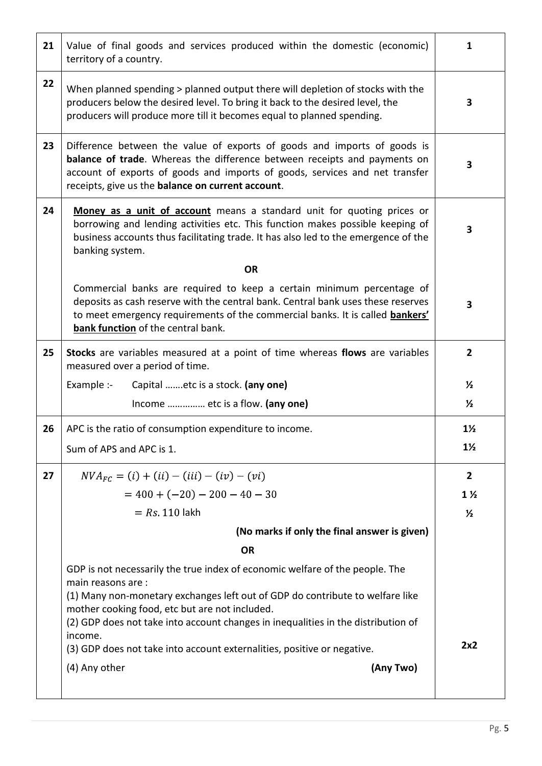| | | |
|---|---|---|
| 21 | Value of final goods and services produced within the domestic (economic) territory of a country. | 1 |
| 22 | When planned spending > planned output there will depletion of stocks with the producers below the desired level. To bring it back to the desired level, the producers will produce more till it becomes equal to planned spending. | 3 |
| 23 | Difference between the value of exports of goods and imports of goods is **balance of trade**. Whereas the difference between receipts and payments on account of exports of goods and imports of goods, services and net transfer receipts, give us the **balance on current account**. | 3 |
| 24 | **Money as a unit of account** means a standard unit for quoting prices or borrowing and lending activities etc. This function makes possible keeping of business accounts thus facilitating trade. It has also led to the emergence of the banking system. | 3 |
| | **OR** | |
| | Commercial banks are required to keep a certain minimum percentage of deposits as cash reserve with the central bank. Central bank uses these reserves to meet emergency requirements of the commercial banks. It is called **bankers' bank function** of the central bank. | 3 |
| 25 | **Stocks** are variables measured at a point of time whereas **flows** are variables measured over a period of time. | 2 |
| | Example :- Capital …….etc is a stock. **(any one)** | ½ |
| | Income …………… etc is a flow. **(any one)** | ½ |
| 26 | APC is the ratio of consumption expenditure to income. | 1½ |
| | Sum of APS and APC is 1. | 1½ |
| 27 | $NVA_{FC} = (i) + (ii) - (iii) - (iv) - (vi)$ | 2 |
| | $= 400 + (-20) - 200 - 40 - 30$ | 1 ½ |
| | $= Rs. 110$ lakh | ½ |
| | **(No marks if only the final answer is given)** | |
| | **OR** | |
| | GDP is not necessarily the true index of economic welfare of the people. The main reasons are :<br>(1) Many non-monetary exchanges left out of GDP do contribute to welfare like mother cooking food, etc but are not included.<br>(2) GDP does not take into account changes in inequalities in the distribution of income.<br>(3) GDP does not take into account externalities, positive or negative.<br>(4) Any other **(Any Two)** | 2x2 |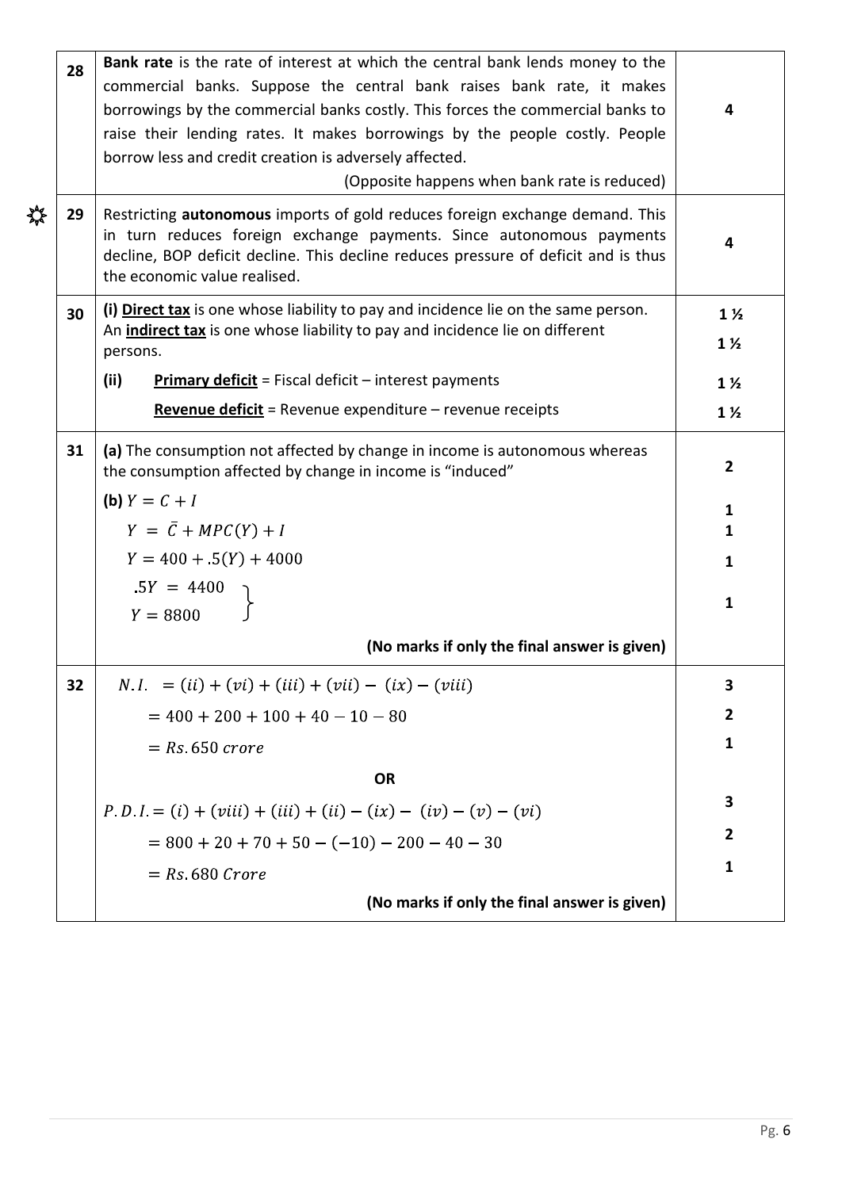| | | |
|---|---|---|
| 28 | **Bank rate** is the rate of interest at which the central bank lends money to the commercial banks. Suppose the central bank raises bank rate, it makes borrowings by the commercial banks costly. This forces the commercial banks to raise their lending rates. It makes borrowings by the people costly. People borrow less and credit creation is adversely affected. (Opposite happens when bank rate is reduced) | 4 |
| ☼ 29 | Restricting **autonomous** imports of gold reduces foreign exchange demand. This in turn reduces foreign exchange payments. Since autonomous payments decline, BOP deficit decline. This decline reduces pressure of deficit and is thus the economic value realised. | 4 |
| 30 | **(i) Direct tax** is one whose liability to pay and incidence lie on the same person. An **indirect tax** is one whose liability to pay and incidence lie on different persons. | 1 ½ <br> 1 ½ |
| | **(ii) Primary deficit** = Fiscal deficit – interest payments | 1 ½ |
| | **Revenue deficit** = Revenue expenditure – revenue receipts | 1 ½ |
| 31 | **(a)** The consumption not affected by change in income is autonomous whereas the consumption affected by change in income is "induced" | 2 |
| | **(b)** $Y = C + I$ | 1 |
| | $Y = \bar{C} + MPC(Y) + I$ | 1 |
| | $Y = 400 + .5(Y) + 4000$ | 1 |
| | $.5Y = 4400$ <br> $Y = 8800$ | 1 |
| | **(No marks if only the final answer is given)** | |
| 32 | $N.I. = (ii) + (vi) + (iii) + (vii) - (ix) - (viii)$ | 3 |
| | $= 400 + 200 + 100 + 40 - 10 - 80$ | 2 |
| | $= Rs. 650\ crore$ | 1 |
| | **OR** | |
| | $P.D.I. = (i) + (viii) + (iii) + (ii) - (ix) - (iv) - (v) - (vi)$ | 3 |
| | $= 800 + 20 + 70 + 50 - (-10) - 200 - 40 - 30$ | 2 |
| | $= Rs. 680\ Crore$ | 1 |
| | **(No marks if only the final answer is given)** | |